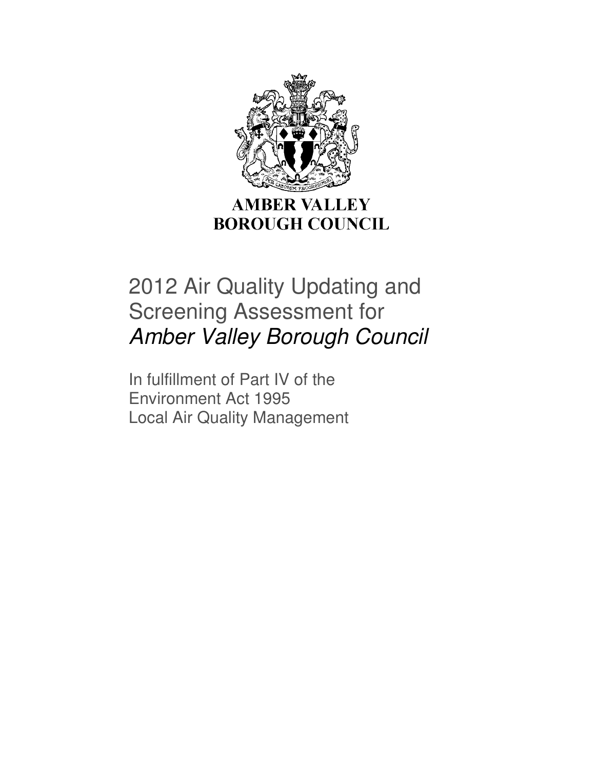AMBER VALLEY
BOROUGH COUNCIL

# 2012 Air Quality Updating and Screening Assessment for *Amber Valley Borough Council*

In fulfillment of Part IV of the
Environment Act 1995
Local Air Quality Management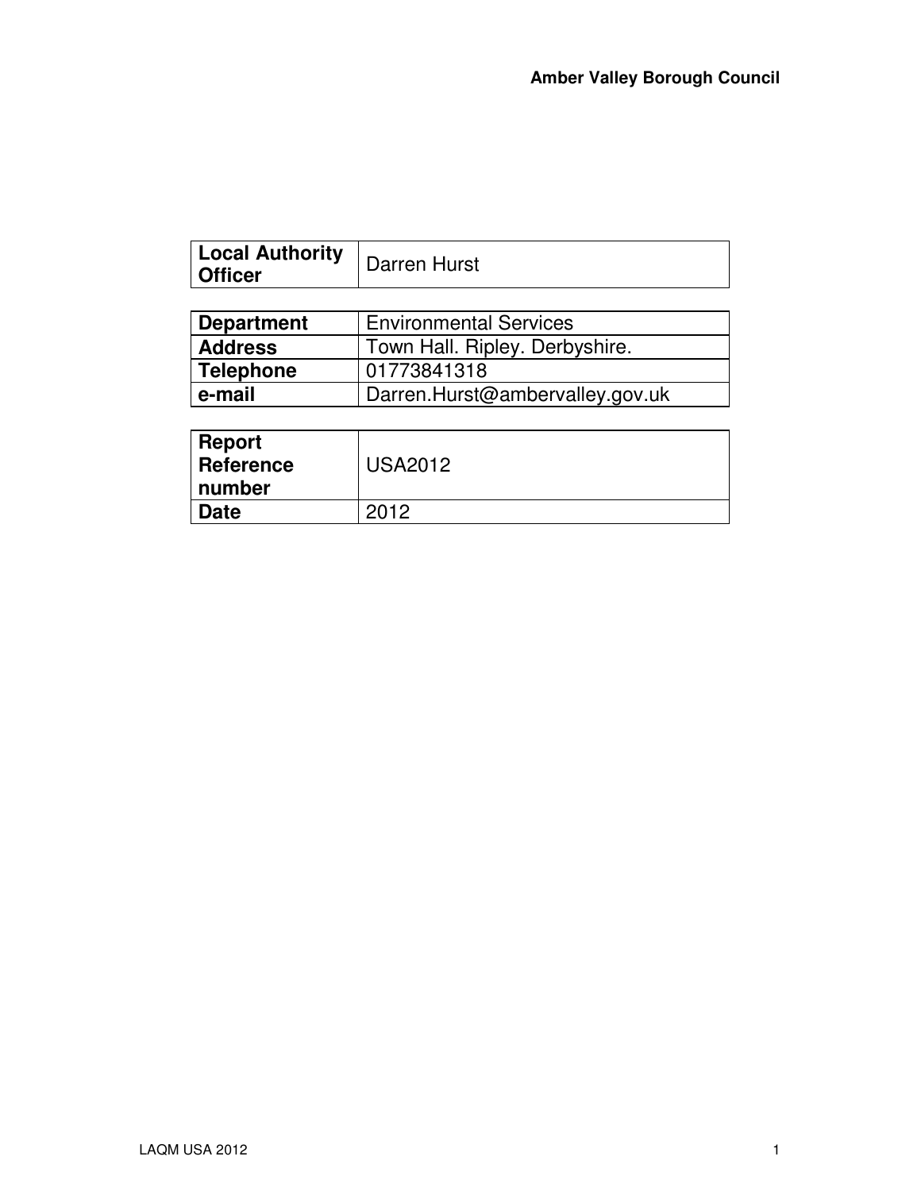| Local Authority Officer | Darren Hurst |
| --- | --- |

| Department | Environmental Services |
| --- | --- |
| Address | Town Hall. Ripley. Derbyshire. |
| Telephone | 01773841318 |
| e-mail | Darren.Hurst@ambervalley.gov.uk |

| Report Reference number | USA2012 |
| --- | --- |
| Date | 2012 |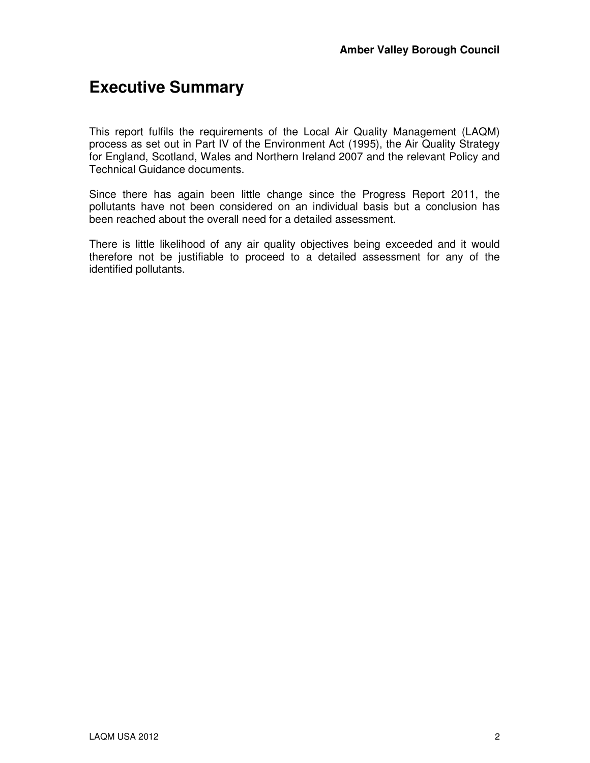# Executive Summary

This report fulfils the requirements of the Local Air Quality Management (LAQM) process as set out in Part IV of the Environment Act (1995), the Air Quality Strategy for England, Scotland, Wales and Northern Ireland 2007 and the relevant Policy and Technical Guidance documents.

Since there has again been little change since the Progress Report 2011, the pollutants have not been considered on an individual basis but a conclusion has been reached about the overall need for a detailed assessment.

There is little likelihood of any air quality objectives being exceeded and it would therefore not be justifiable to proceed to a detailed assessment for any of the identified pollutants.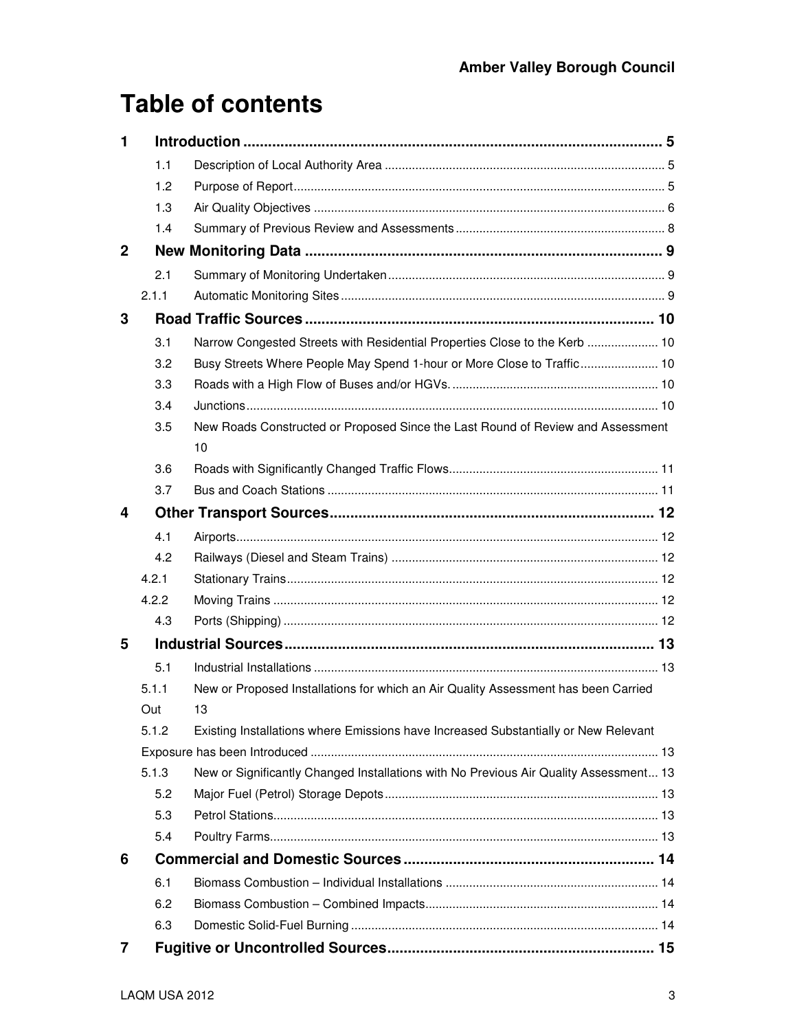# Table of contents

**1 Introduction ........................................................................................ 5**

- 1.1 Description of Local Authority Area ................................................................. 5
- 1.2 Purpose of Report ................................................................................ 5
- 1.3 Air Quality Objectives ........................................................................... 6
- 1.4 Summary of Previous Review and Assessments ............................................... 8

**2 New Monitoring Data ........................................................................ 9**

- 2.1 Summary of Monitoring Undertaken ........................................................... 9
- 2.1.1 Automatic Monitoring Sites ................................................................. 9

**3 Road Traffic Sources ........................................................................ 10**

- 3.1 Narrow Congested Streets with Residential Properties Close to the Kerb ..................... 10
- 3.2 Busy Streets Where People May Spend 1-hour or More Close to Traffic ....................... 10
- 3.3 Roads with a High Flow of Buses and/or HGVs. ............................................. 10
- 3.4 Junctions ........................................................................................ 10
- 3.5 New Roads Constructed or Proposed Since the Last Round of Review and Assessment 10
- 3.6 Roads with Significantly Changed Traffic Flows ............................................. 11
- 3.7 Bus and Coach Stations ........................................................................ 11

**4 Other Transport Sources ................................................................... 12**

- 4.1 Airports ........................................................................................... 12
- 4.2 Railways (Diesel and Steam Trains) ......................................................... 12
- 4.2.1 Stationary Trains ............................................................................. 12
- 4.2.2 Moving Trains ................................................................................. 12
- 4.3 Ports (Shipping) ................................................................................. 12

**5 Industrial Sources ............................................................................ 13**

- 5.1 Industrial Installations .......................................................................... 13
- 5.1.1 New or Proposed Installations for which an Air Quality Assessment has been Carried Out 13
- 5.1.2 Existing Installations where Emissions have Increased Substantially or New Relevant Exposure has been Introduced ....................................................................... 13
- 5.1.3 New or Significantly Changed Installations with No Previous Air Quality Assessment ... 13
- 5.2 Major Fuel (Petrol) Storage Depots ........................................................... 13
- 5.3 Petrol Stations ................................................................................... 13
- 5.4 Poultry Farms .................................................................................... 13

**6 Commercial and Domestic Sources ..................................................... 14**

- 6.1 Biomass Combustion – Individual Installations ............................................... 14
- 6.2 Biomass Combustion – Combined Impacts .................................................... 14
- 6.3 Domestic Solid-Fuel Burning .................................................................. 14

**7 Fugitive or Uncontrolled Sources ...................................................... 15**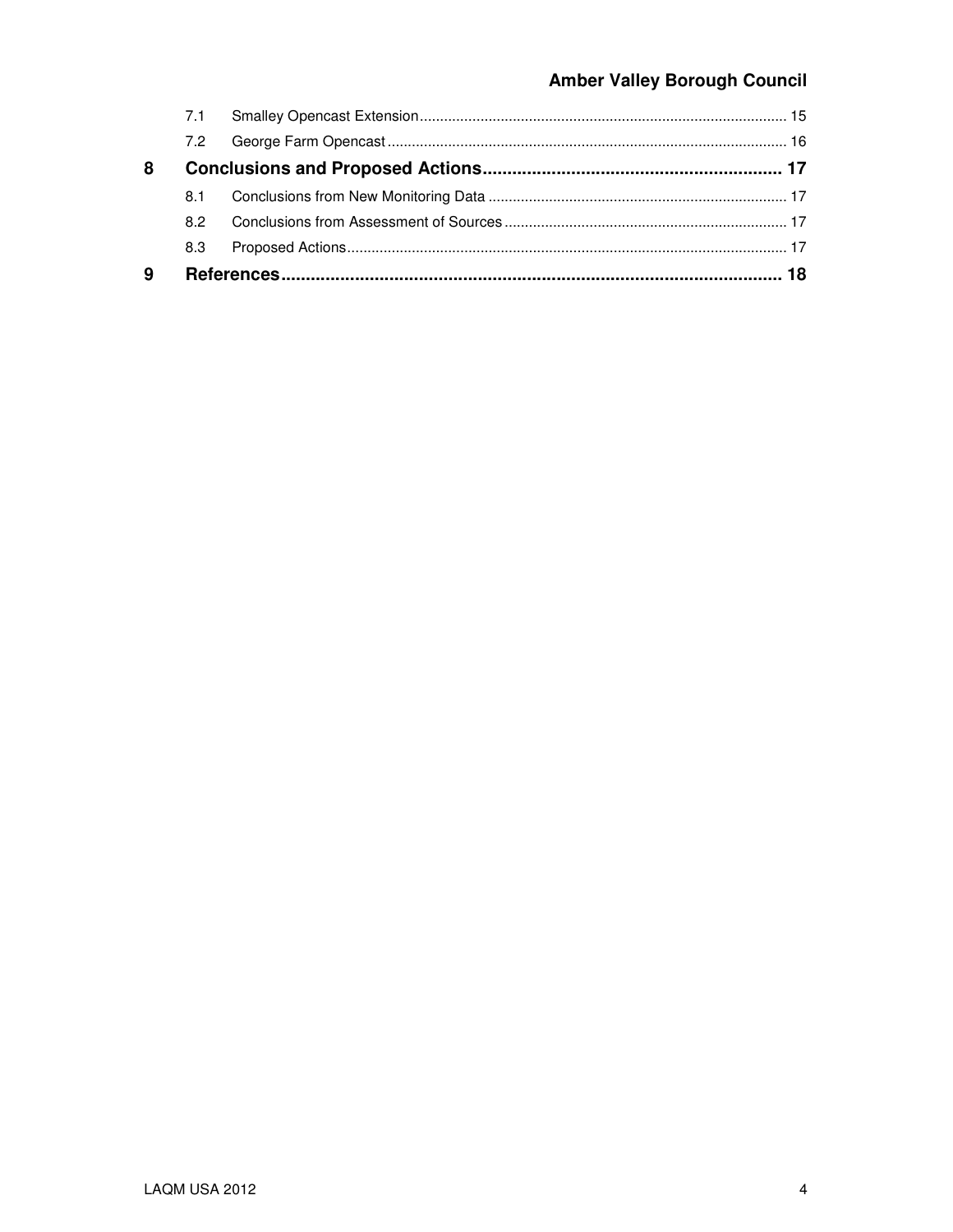7.1 Smalley Opencast Extension ........................................................................................ 15

7.2 George Farm Opencast ................................................................................................ 16

**8 Conclusions and Proposed Actions ........................................................... 17**

8.1 Conclusions from New Monitoring Data ........................................................................ 17

8.2 Conclusions from Assessment of Sources .................................................................... 17

8.3 Proposed Actions ......................................................................................................... 17

**9 References ................................................................................................. 18**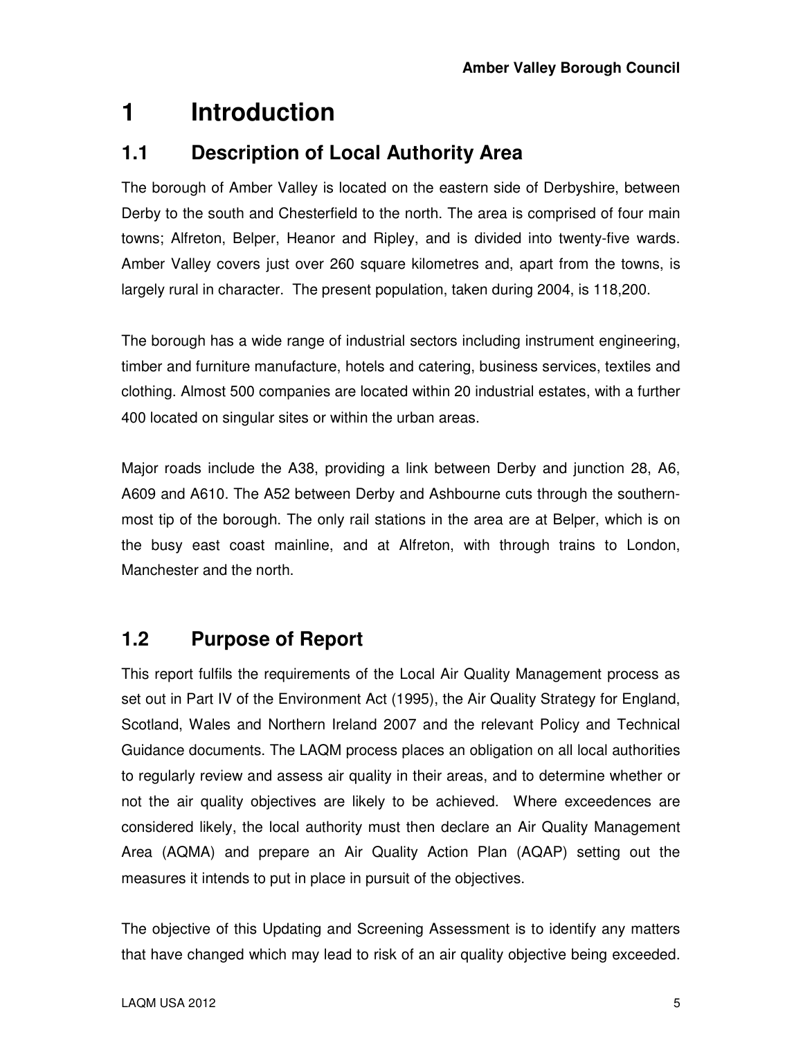# 1 Introduction

## 1.1 Description of Local Authority Area

The borough of Amber Valley is located on the eastern side of Derbyshire, between Derby to the south and Chesterfield to the north. The area is comprised of four main towns; Alfreton, Belper, Heanor and Ripley, and is divided into twenty-five wards. Amber Valley covers just over 260 square kilometres and, apart from the towns, is largely rural in character. The present population, taken during 2004, is 118,200.

The borough has a wide range of industrial sectors including instrument engineering, timber and furniture manufacture, hotels and catering, business services, textiles and clothing. Almost 500 companies are located within 20 industrial estates, with a further 400 located on singular sites or within the urban areas.

Major roads include the A38, providing a link between Derby and junction 28, A6, A609 and A610. The A52 between Derby and Ashbourne cuts through the southern-most tip of the borough. The only rail stations in the area are at Belper, which is on the busy east coast mainline, and at Alfreton, with through trains to London, Manchester and the north.

## 1.2 Purpose of Report

This report fulfils the requirements of the Local Air Quality Management process as set out in Part IV of the Environment Act (1995), the Air Quality Strategy for England, Scotland, Wales and Northern Ireland 2007 and the relevant Policy and Technical Guidance documents. The LAQM process places an obligation on all local authorities to regularly review and assess air quality in their areas, and to determine whether or not the air quality objectives are likely to be achieved. Where exceedences are considered likely, the local authority must then declare an Air Quality Management Area (AQMA) and prepare an Air Quality Action Plan (AQAP) setting out the measures it intends to put in place in pursuit of the objectives.

The objective of this Updating and Screening Assessment is to identify any matters that have changed which may lead to risk of an air quality objective being exceeded.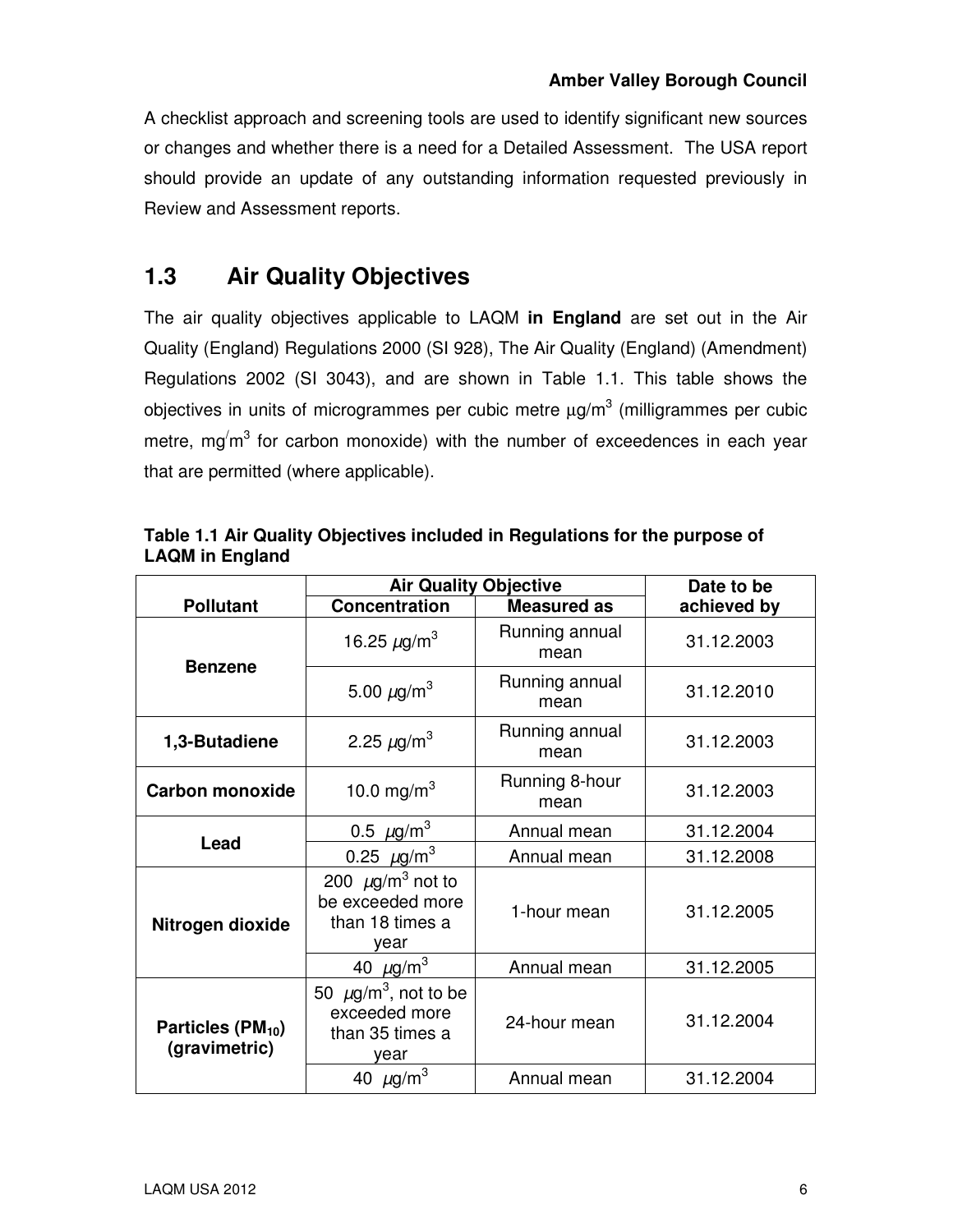A checklist approach and screening tools are used to identify significant new sources or changes and whether there is a need for a Detailed Assessment. The USA report should provide an update of any outstanding information requested previously in Review and Assessment reports.

## 1.3 Air Quality Objectives

The air quality objectives applicable to LAQM **in England** are set out in the Air Quality (England) Regulations 2000 (SI 928), The Air Quality (England) (Amendment) Regulations 2002 (SI 3043), and are shown in Table 1.1. This table shows the objectives in units of microgrammes per cubic metre µg/m$^3$ (milligrammes per cubic metre, mg/m$^3$ for carbon monoxide) with the number of exceedences in each year that are permitted (where applicable).

**Table 1.1 Air Quality Objectives included in Regulations for the purpose of LAQM in England**

| Pollutant | Air Quality Objective | | Date to be achieved by |
|---|---|---|---|
| | **Concentration** | **Measured as** | |
| **Benzene** | 16.25 µg/m$^3$ | Running annual mean | 31.12.2003 |
| | 5.00 µg/m$^3$ | Running annual mean | 31.12.2010 |
| **1,3-Butadiene** | 2.25 µg/m$^3$ | Running annual mean | 31.12.2003 |
| **Carbon monoxide** | 10.0 mg/m$^3$ | Running 8-hour mean | 31.12.2003 |
| **Lead** | 0.5 µg/m$^3$ | Annual mean | 31.12.2004 |
| | 0.25 µg/m$^3$ | Annual mean | 31.12.2008 |
| **Nitrogen dioxide** | 200 µg/m$^3$ not to be exceeded more than 18 times a year | 1-hour mean | 31.12.2005 |
| | 40 µg/m$^3$ | Annual mean | 31.12.2005 |
| **Particles ($PM_{10}$) (gravimetric)** | 50 µg/m$^3$, not to be exceeded more than 35 times a year | 24-hour mean | 31.12.2004 |
| | 40 µg/m$^3$ | Annual mean | 31.12.2004 |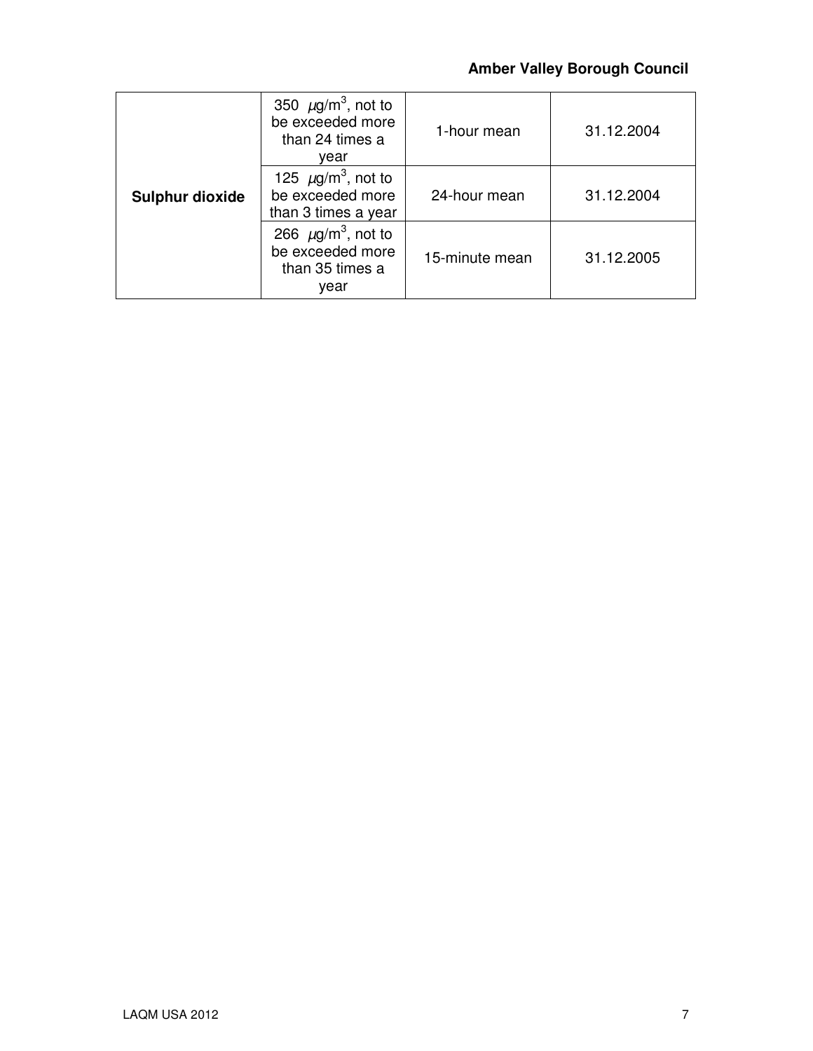| Sulphur dioxide | 350 $\mu g/m^3$, not to be exceeded more than 24 times a year | 1-hour mean | 31.12.2004 |
|---|---|---|---|
| | 125 $\mu g/m^3$, not to be exceeded more than 3 times a year | 24-hour mean | 31.12.2004 |
| | 266 $\mu g/m^3$, not to be exceeded more than 35 times a year | 15-minute mean | 31.12.2005 |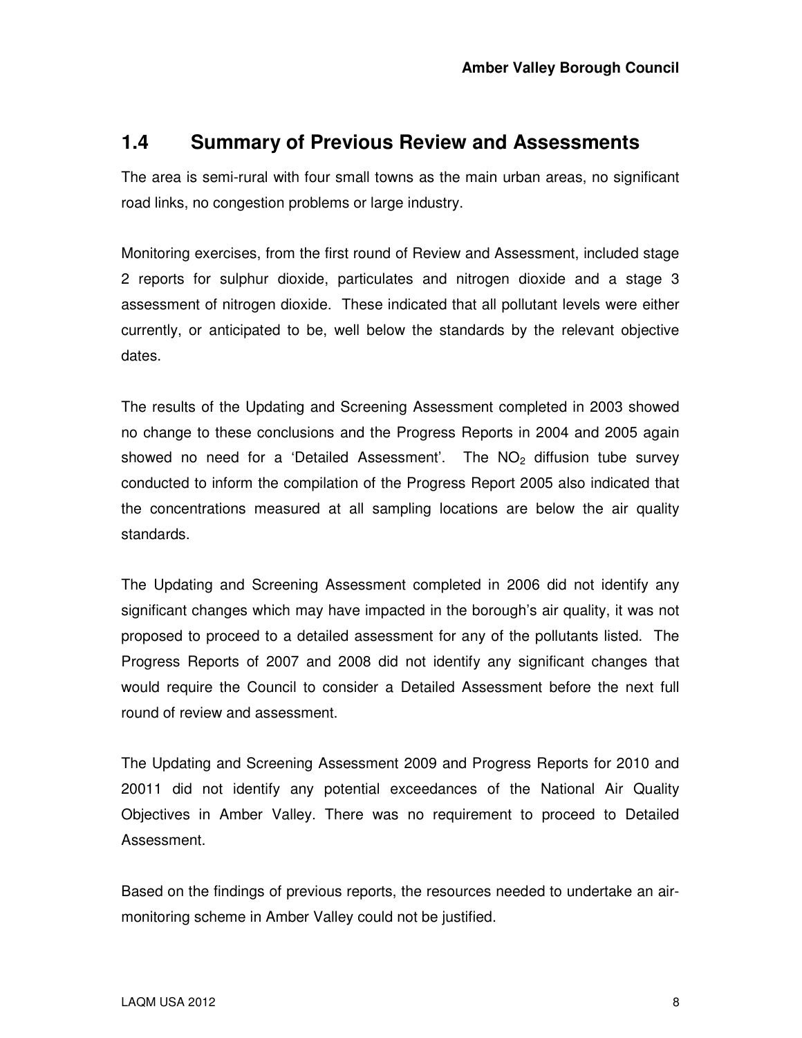## 1.4 Summary of Previous Review and Assessments

The area is semi-rural with four small towns as the main urban areas, no significant road links, no congestion problems or large industry.

Monitoring exercises, from the first round of Review and Assessment, included stage 2 reports for sulphur dioxide, particulates and nitrogen dioxide and a stage 3 assessment of nitrogen dioxide. These indicated that all pollutant levels were either currently, or anticipated to be, well below the standards by the relevant objective dates.

The results of the Updating and Screening Assessment completed in 2003 showed no change to these conclusions and the Progress Reports in 2004 and 2005 again showed no need for a 'Detailed Assessment'. The $NO_2$ diffusion tube survey conducted to inform the compilation of the Progress Report 2005 also indicated that the concentrations measured at all sampling locations are below the air quality standards.

The Updating and Screening Assessment completed in 2006 did not identify any significant changes which may have impacted in the borough's air quality, it was not proposed to proceed to a detailed assessment for any of the pollutants listed. The Progress Reports of 2007 and 2008 did not identify any significant changes that would require the Council to consider a Detailed Assessment before the next full round of review and assessment.

The Updating and Screening Assessment 2009 and Progress Reports for 2010 and 20011 did not identify any potential exceedances of the National Air Quality Objectives in Amber Valley. There was no requirement to proceed to Detailed Assessment.

Based on the findings of previous reports, the resources needed to undertake an air-monitoring scheme in Amber Valley could not be justified.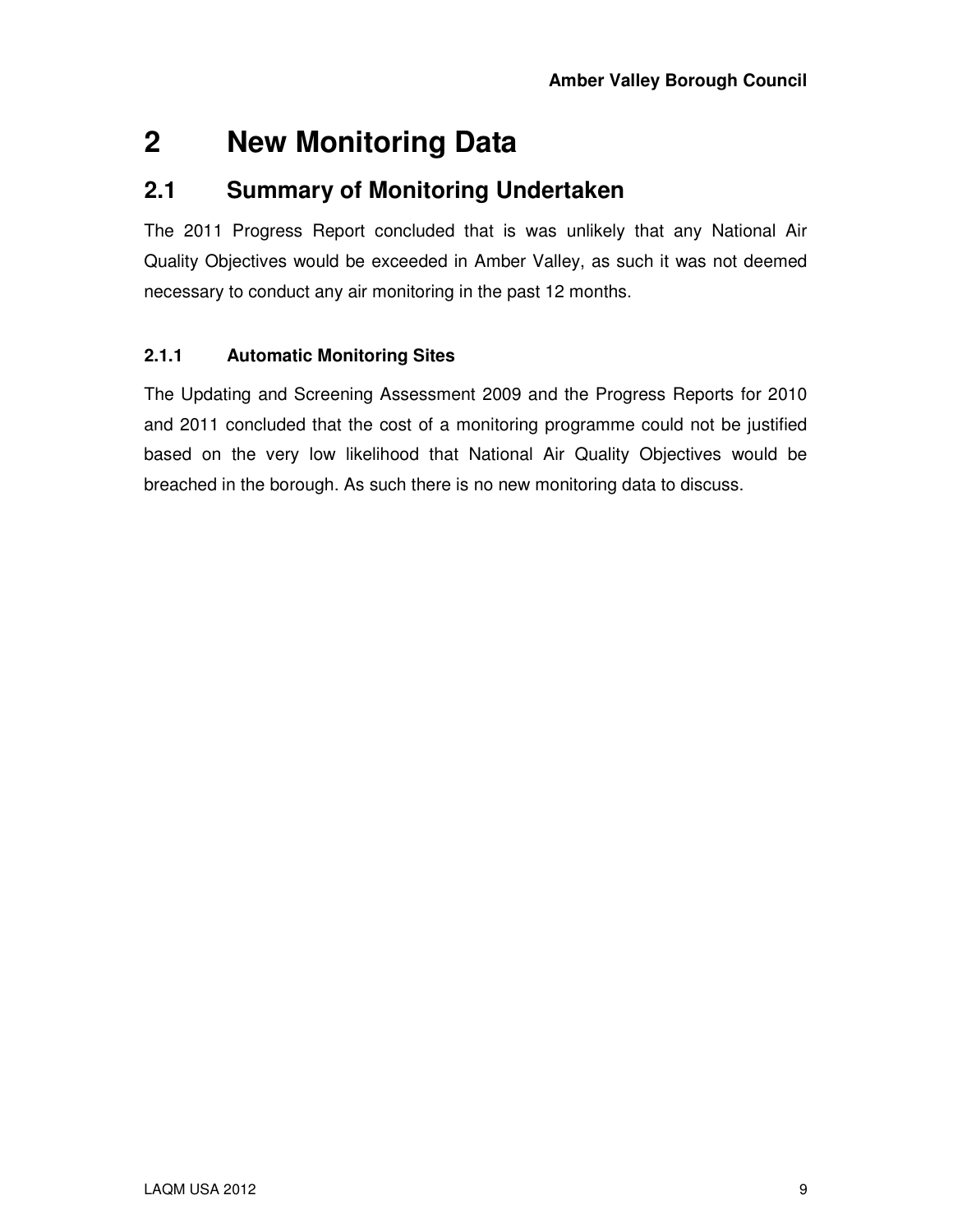# 2 New Monitoring Data

## 2.1 Summary of Monitoring Undertaken

The 2011 Progress Report concluded that is was unlikely that any National Air Quality Objectives would be exceeded in Amber Valley, as such it was not deemed necessary to conduct any air monitoring in the past 12 months.

### 2.1.1 Automatic Monitoring Sites

The Updating and Screening Assessment 2009 and the Progress Reports for 2010 and 2011 concluded that the cost of a monitoring programme could not be justified based on the very low likelihood that National Air Quality Objectives would be breached in the borough. As such there is no new monitoring data to discuss.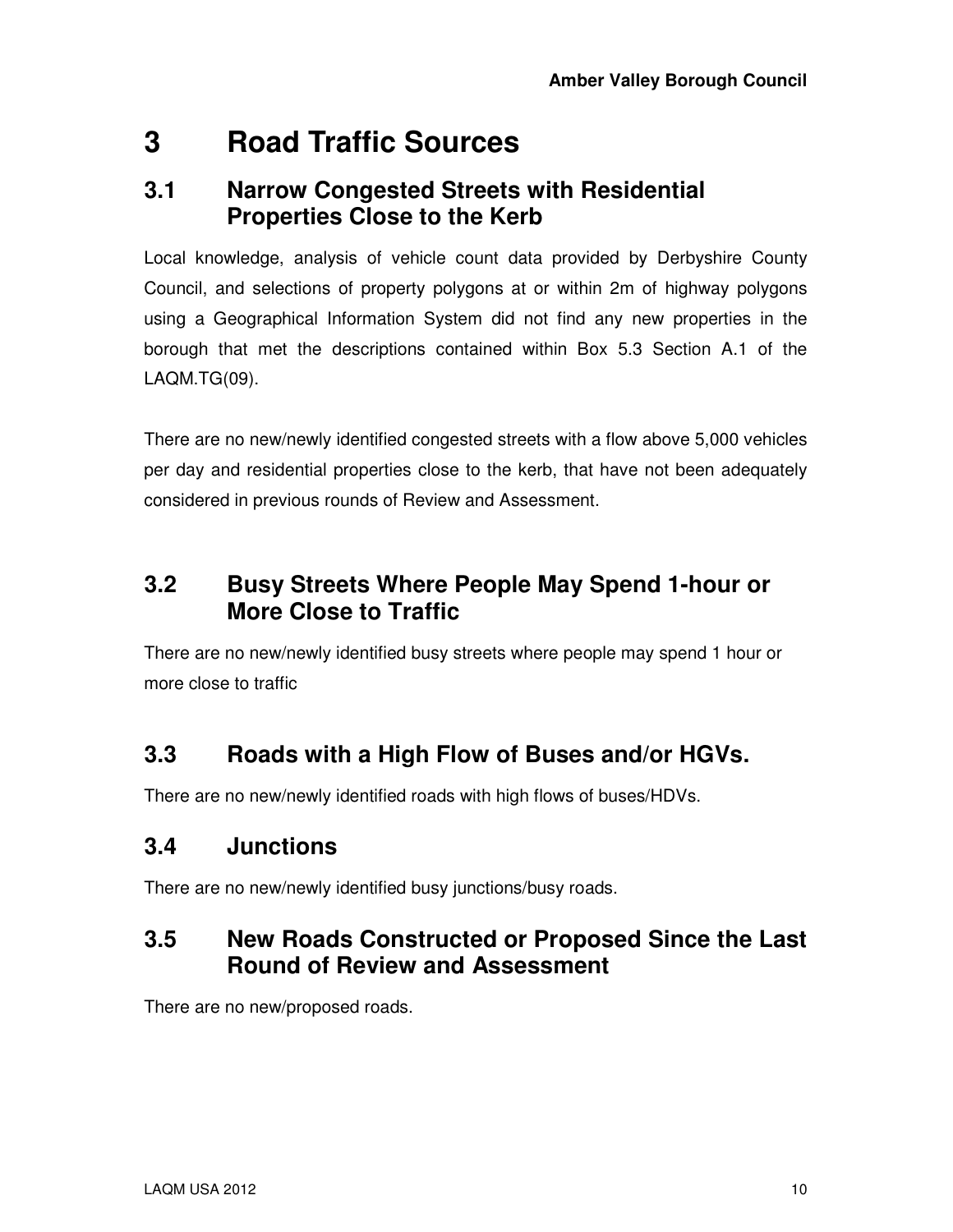# 3 Road Traffic Sources

## 3.1 Narrow Congested Streets with Residential Properties Close to the Kerb

Local knowledge, analysis of vehicle count data provided by Derbyshire County Council, and selections of property polygons at or within 2m of highway polygons using a Geographical Information System did not find any new properties in the borough that met the descriptions contained within Box 5.3 Section A.1 of the LAQM.TG(09).

There are no new/newly identified congested streets with a flow above 5,000 vehicles per day and residential properties close to the kerb, that have not been adequately considered in previous rounds of Review and Assessment.

## 3.2 Busy Streets Where People May Spend 1-hour or More Close to Traffic

There are no new/newly identified busy streets where people may spend 1 hour or more close to traffic

## 3.3 Roads with a High Flow of Buses and/or HGVs.

There are no new/newly identified roads with high flows of buses/HDVs.

## 3.4 Junctions

There are no new/newly identified busy junctions/busy roads.

## 3.5 New Roads Constructed or Proposed Since the Last Round of Review and Assessment

There are no new/proposed roads.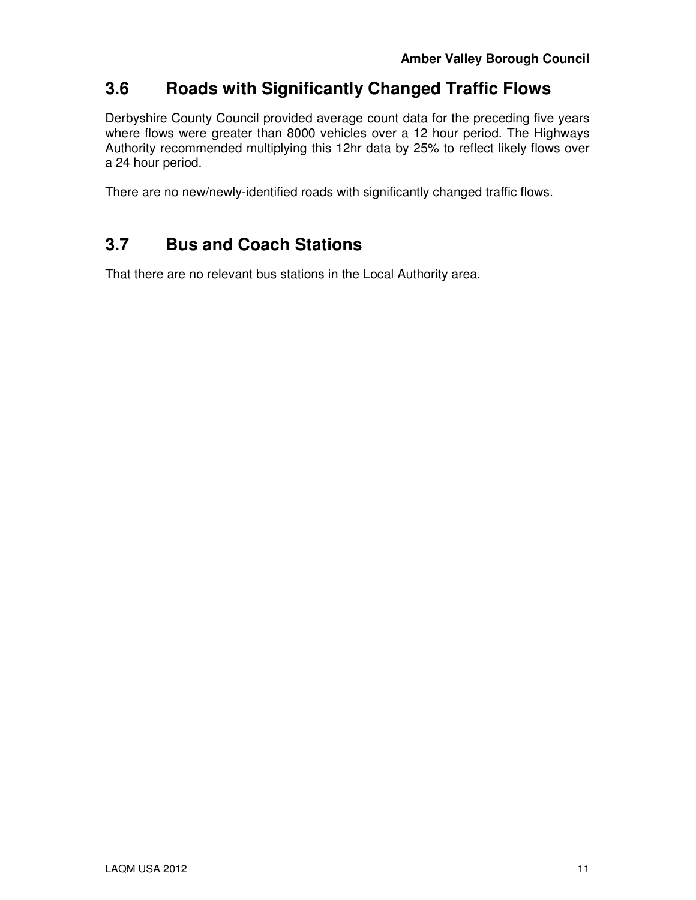## 3.6 Roads with Significantly Changed Traffic Flows

Derbyshire County Council provided average count data for the preceding five years where flows were greater than 8000 vehicles over a 12 hour period. The Highways Authority recommended multiplying this 12hr data by 25% to reflect likely flows over a 24 hour period.

There are no new/newly-identified roads with significantly changed traffic flows.

## 3.7 Bus and Coach Stations

That there are no relevant bus stations in the Local Authority area.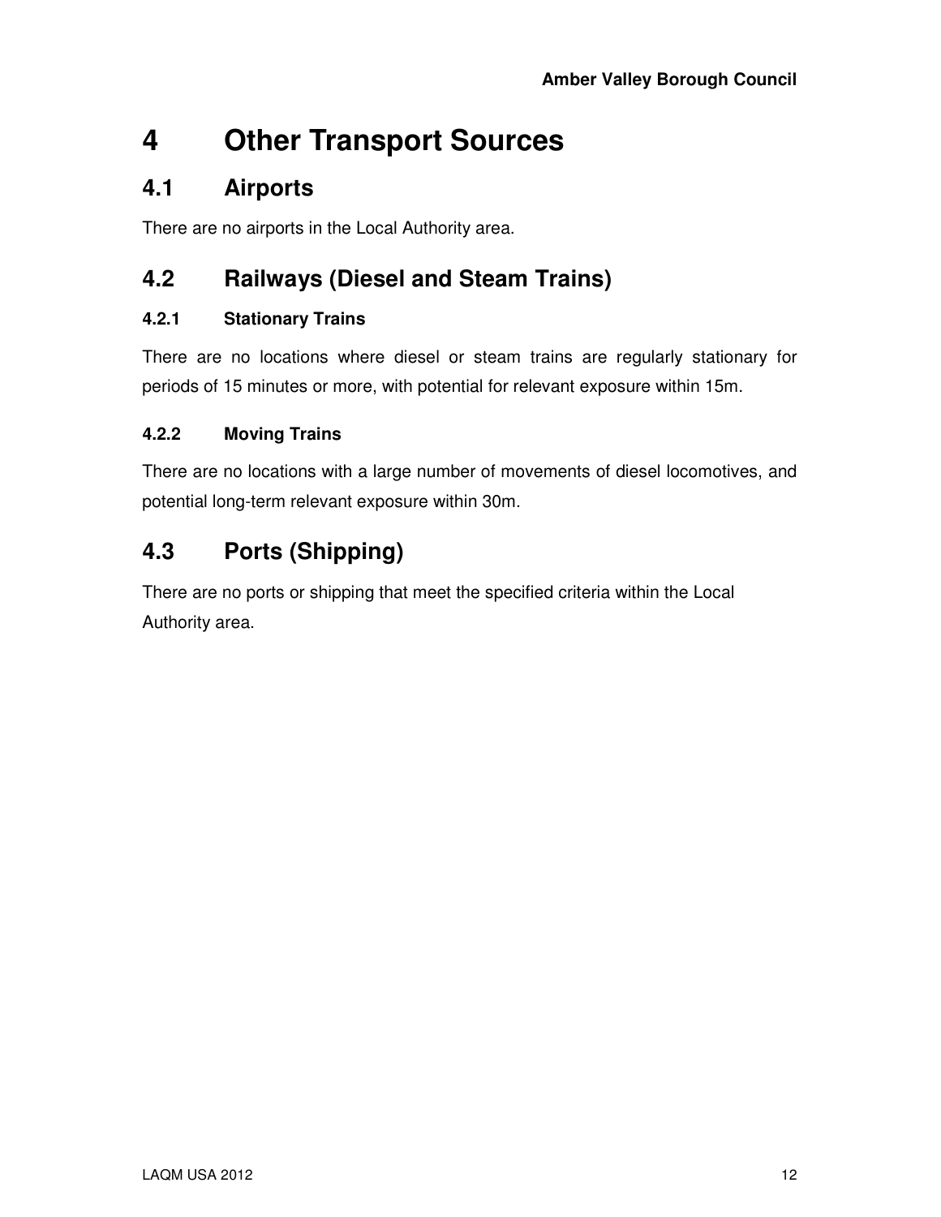# 4 Other Transport Sources

## 4.1 Airports

There are no airports in the Local Authority area.

## 4.2 Railways (Diesel and Steam Trains)

### 4.2.1 Stationary Trains

There are no locations where diesel or steam trains are regularly stationary for periods of 15 minutes or more, with potential for relevant exposure within 15m.

### 4.2.2 Moving Trains

There are no locations with a large number of movements of diesel locomotives, and potential long-term relevant exposure within 30m.

## 4.3 Ports (Shipping)

There are no ports or shipping that meet the specified criteria within the Local Authority area.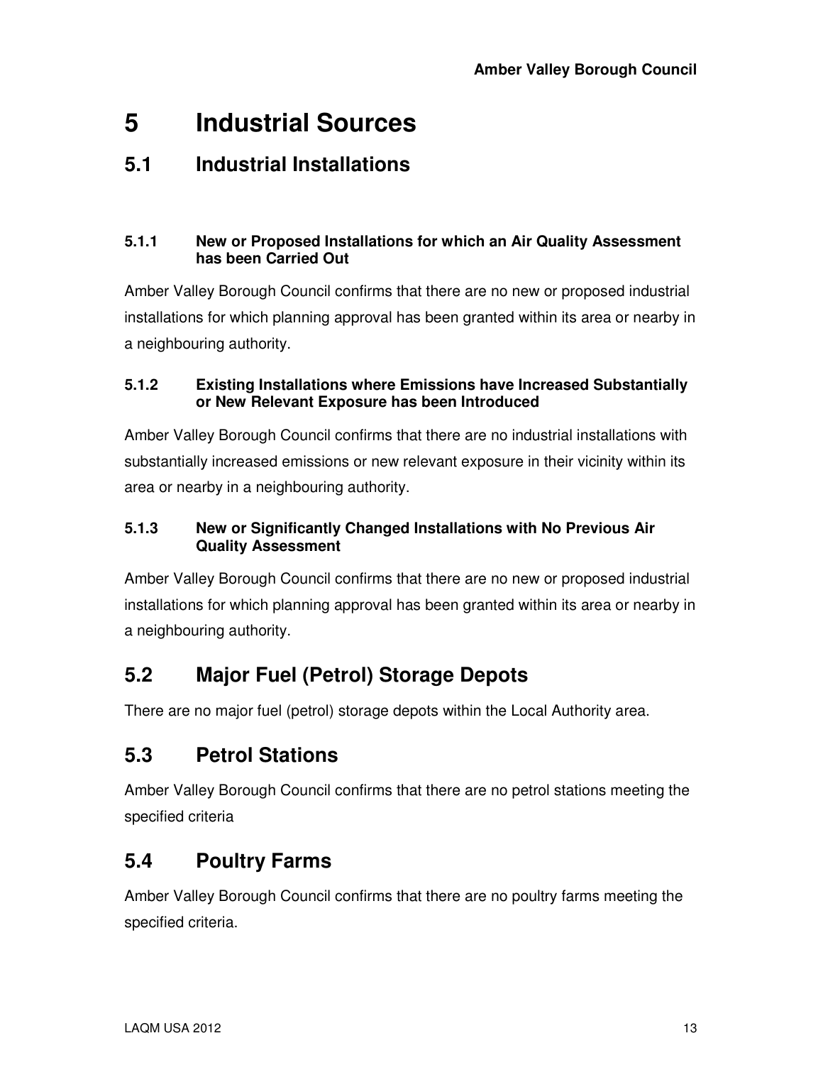# 5 Industrial Sources

## 5.1 Industrial Installations

### 5.1.1 New or Proposed Installations for which an Air Quality Assessment has been Carried Out

Amber Valley Borough Council confirms that there are no new or proposed industrial installations for which planning approval has been granted within its area or nearby in a neighbouring authority.

### 5.1.2 Existing Installations where Emissions have Increased Substantially or New Relevant Exposure has been Introduced

Amber Valley Borough Council confirms that there are no industrial installations with substantially increased emissions or new relevant exposure in their vicinity within its area or nearby in a neighbouring authority.

### 5.1.3 New or Significantly Changed Installations with No Previous Air Quality Assessment

Amber Valley Borough Council confirms that there are no new or proposed industrial installations for which planning approval has been granted within its area or nearby in a neighbouring authority.

## 5.2 Major Fuel (Petrol) Storage Depots

There are no major fuel (petrol) storage depots within the Local Authority area.

## 5.3 Petrol Stations

Amber Valley Borough Council confirms that there are no petrol stations meeting the specified criteria

## 5.4 Poultry Farms

Amber Valley Borough Council confirms that there are no poultry farms meeting the specified criteria.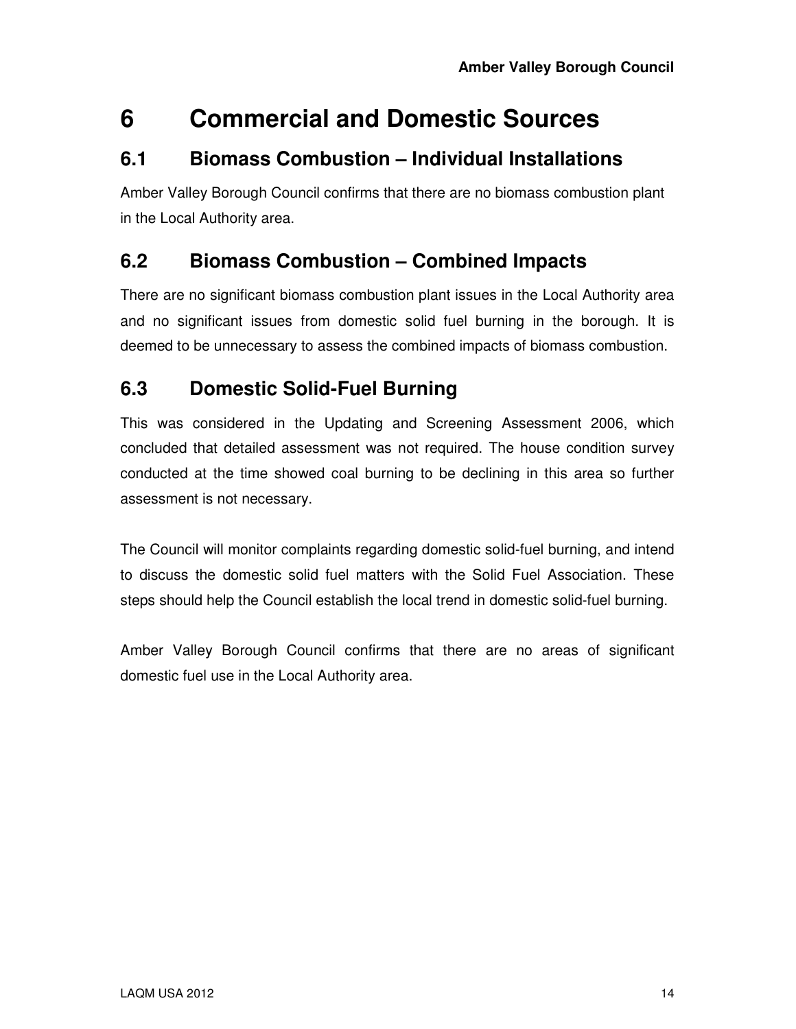# 6 Commercial and Domestic Sources

## 6.1 Biomass Combustion – Individual Installations

Amber Valley Borough Council confirms that there are no biomass combustion plant in the Local Authority area.

## 6.2 Biomass Combustion – Combined Impacts

There are no significant biomass combustion plant issues in the Local Authority area and no significant issues from domestic solid fuel burning in the borough. It is deemed to be unnecessary to assess the combined impacts of biomass combustion.

## 6.3 Domestic Solid-Fuel Burning

This was considered in the Updating and Screening Assessment 2006, which concluded that detailed assessment was not required. The house condition survey conducted at the time showed coal burning to be declining in this area so further assessment is not necessary.

The Council will monitor complaints regarding domestic solid-fuel burning, and intend to discuss the domestic solid fuel matters with the Solid Fuel Association. These steps should help the Council establish the local trend in domestic solid-fuel burning.

Amber Valley Borough Council confirms that there are no areas of significant domestic fuel use in the Local Authority area.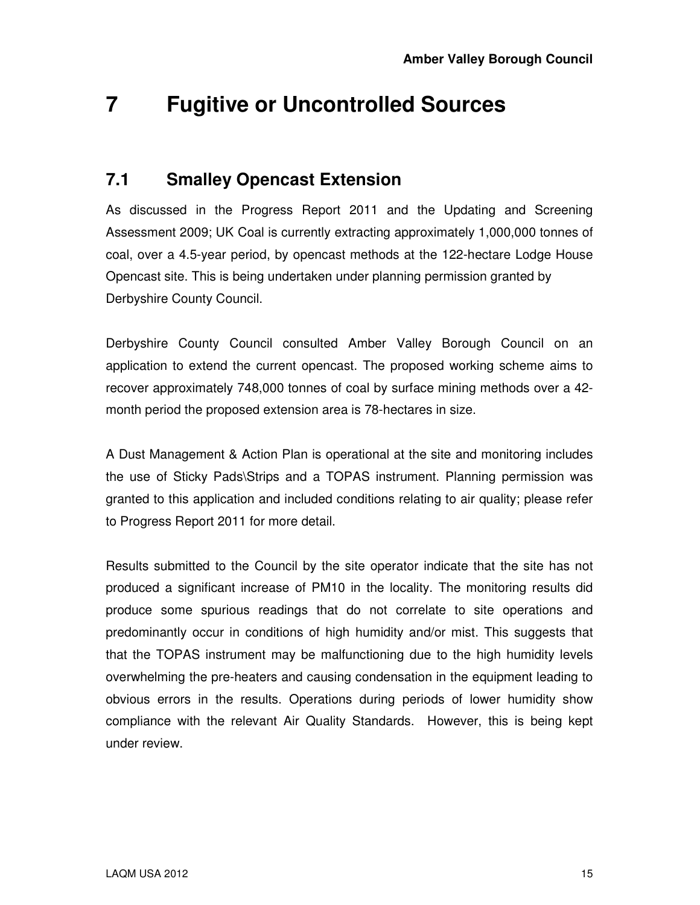# 7 Fugitive or Uncontrolled Sources

## 7.1 Smalley Opencast Extension

As discussed in the Progress Report 2011 and the Updating and Screening Assessment 2009; UK Coal is currently extracting approximately 1,000,000 tonnes of coal, over a 4.5-year period, by opencast methods at the 122-hectare Lodge House Opencast site. This is being undertaken under planning permission granted by Derbyshire County Council.

Derbyshire County Council consulted Amber Valley Borough Council on an application to extend the current opencast. The proposed working scheme aims to recover approximately 748,000 tonnes of coal by surface mining methods over a 42-month period the proposed extension area is 78-hectares in size.

A Dust Management & Action Plan is operational at the site and monitoring includes the use of Sticky Pads\Strips and a TOPAS instrument. Planning permission was granted to this application and included conditions relating to air quality; please refer to Progress Report 2011 for more detail.

Results submitted to the Council by the site operator indicate that the site has not produced a significant increase of PM10 in the locality. The monitoring results did produce some spurious readings that do not correlate to site operations and predominantly occur in conditions of high humidity and/or mist. This suggests that that the TOPAS instrument may be malfunctioning due to the high humidity levels overwhelming the pre-heaters and causing condensation in the equipment leading to obvious errors in the results. Operations during periods of lower humidity show compliance with the relevant Air Quality Standards. However, this is being kept under review.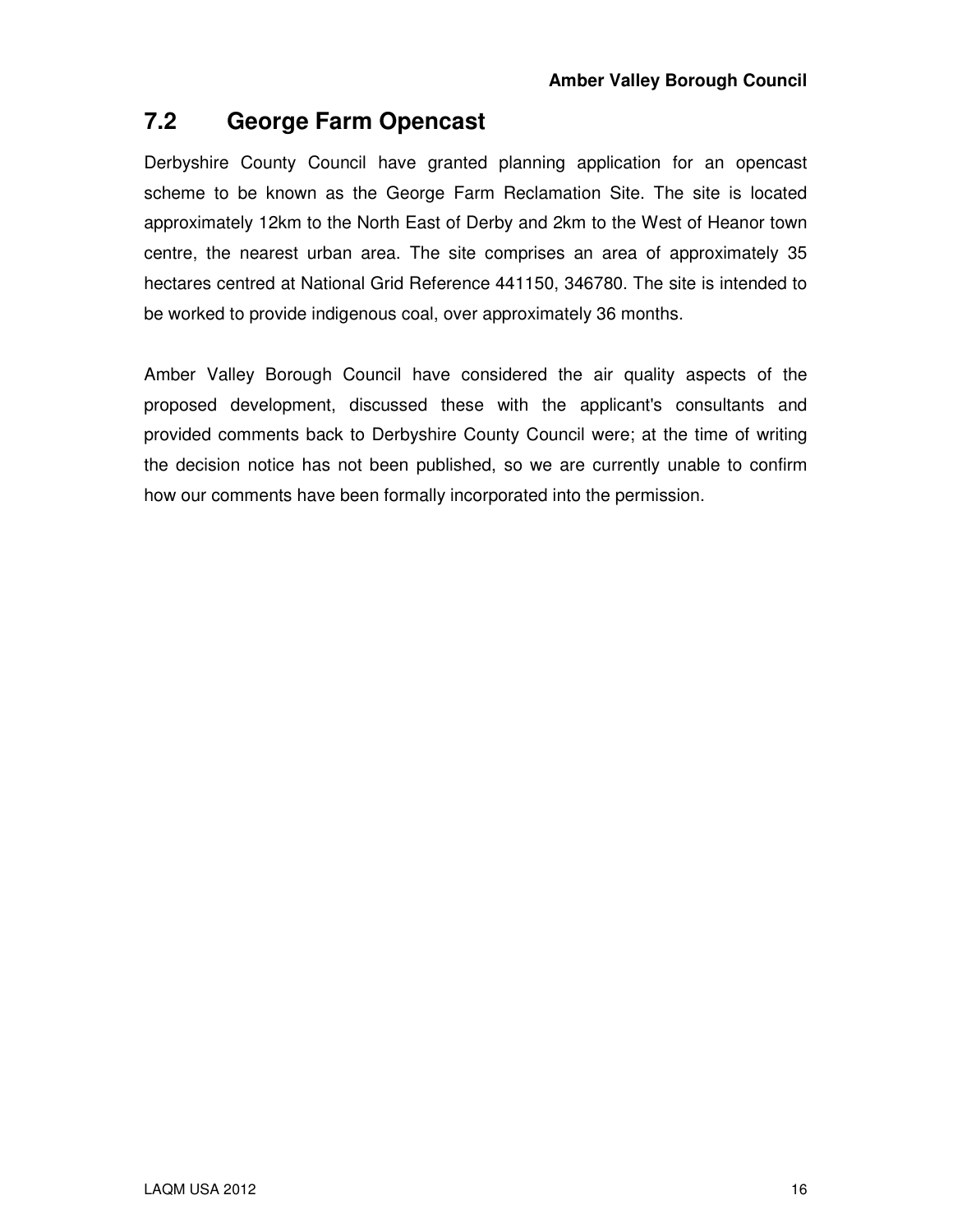## 7.2 George Farm Opencast

Derbyshire County Council have granted planning application for an opencast scheme to be known as the George Farm Reclamation Site. The site is located approximately 12km to the North East of Derby and 2km to the West of Heanor town centre, the nearest urban area. The site comprises an area of approximately 35 hectares centred at National Grid Reference 441150, 346780. The site is intended to be worked to provide indigenous coal, over approximately 36 months.

Amber Valley Borough Council have considered the air quality aspects of the proposed development, discussed these with the applicant's consultants and provided comments back to Derbyshire County Council were; at the time of writing the decision notice has not been published, so we are currently unable to confirm how our comments have been formally incorporated into the permission.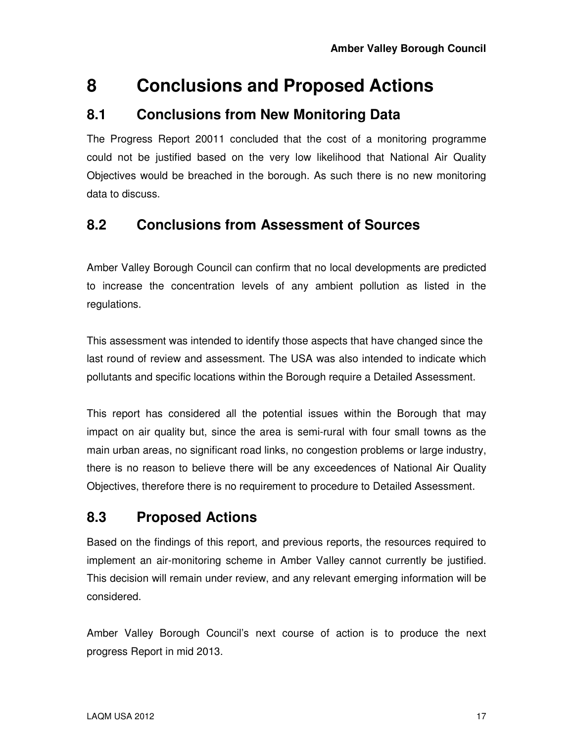# 8 Conclusions and Proposed Actions

## 8.1 Conclusions from New Monitoring Data

The Progress Report 20011 concluded that the cost of a monitoring programme could not be justified based on the very low likelihood that National Air Quality Objectives would be breached in the borough. As such there is no new monitoring data to discuss.

## 8.2 Conclusions from Assessment of Sources

Amber Valley Borough Council can confirm that no local developments are predicted to increase the concentration levels of any ambient pollution as listed in the regulations.

This assessment was intended to identify those aspects that have changed since the last round of review and assessment. The USA was also intended to indicate which pollutants and specific locations within the Borough require a Detailed Assessment.

This report has considered all the potential issues within the Borough that may impact on air quality but, since the area is semi-rural with four small towns as the main urban areas, no significant road links, no congestion problems or large industry, there is no reason to believe there will be any exceedences of National Air Quality Objectives, therefore there is no requirement to procedure to Detailed Assessment.

## 8.3 Proposed Actions

Based on the findings of this report, and previous reports, the resources required to implement an air-monitoring scheme in Amber Valley cannot currently be justified. This decision will remain under review, and any relevant emerging information will be considered.

Amber Valley Borough Council's next course of action is to produce the next progress Report in mid 2013.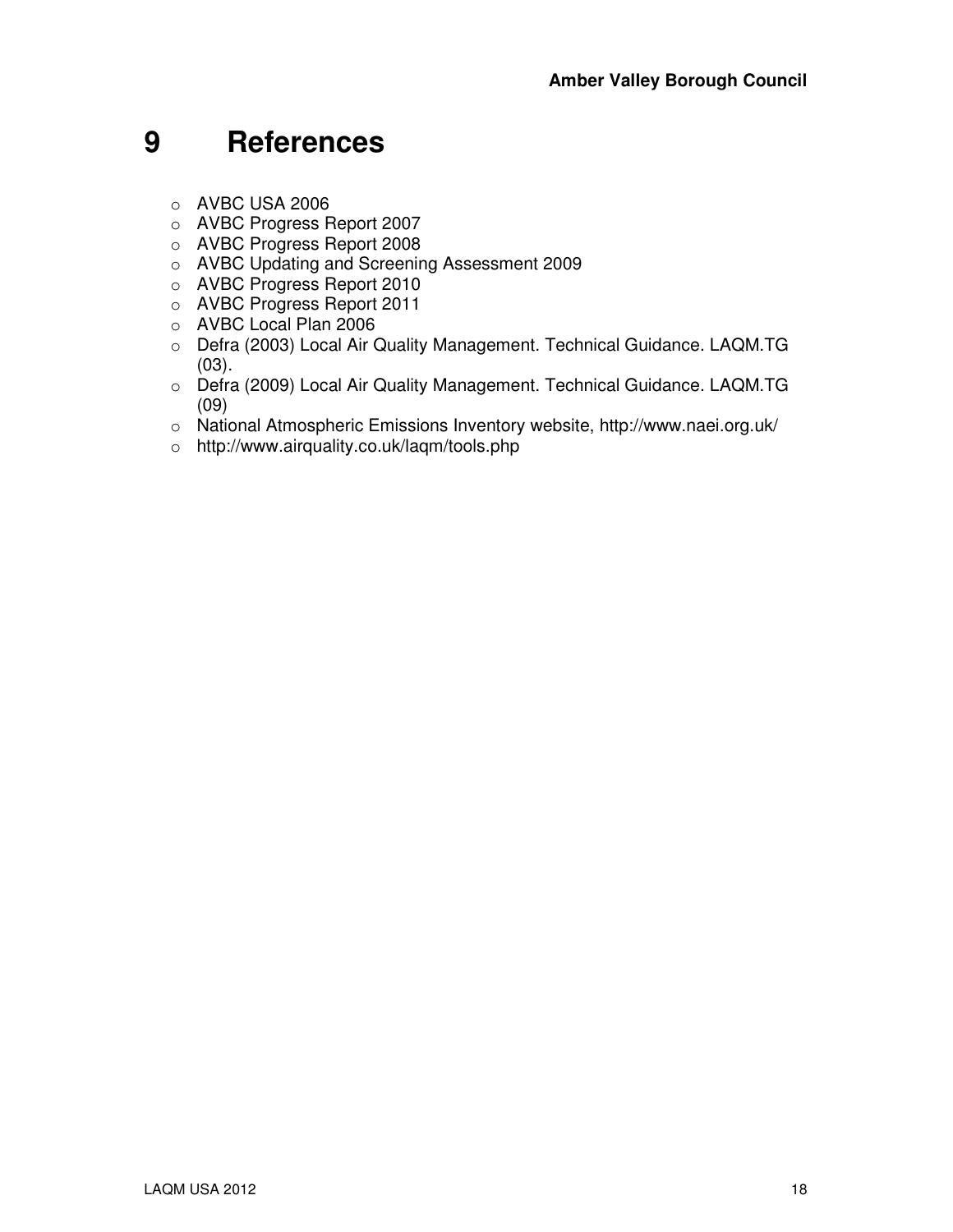# 9 References

- AVBC USA 2006
- AVBC Progress Report 2007
- AVBC Progress Report 2008
- AVBC Updating and Screening Assessment 2009
- AVBC Progress Report 2010
- AVBC Progress Report 2011
- AVBC Local Plan 2006
- Defra (2003) Local Air Quality Management. Technical Guidance. LAQM.TG (03).
- Defra (2009) Local Air Quality Management. Technical Guidance. LAQM.TG (09)
- National Atmospheric Emissions Inventory website, http://www.naei.org.uk/
- http://www.airquality.co.uk/laqm/tools.php